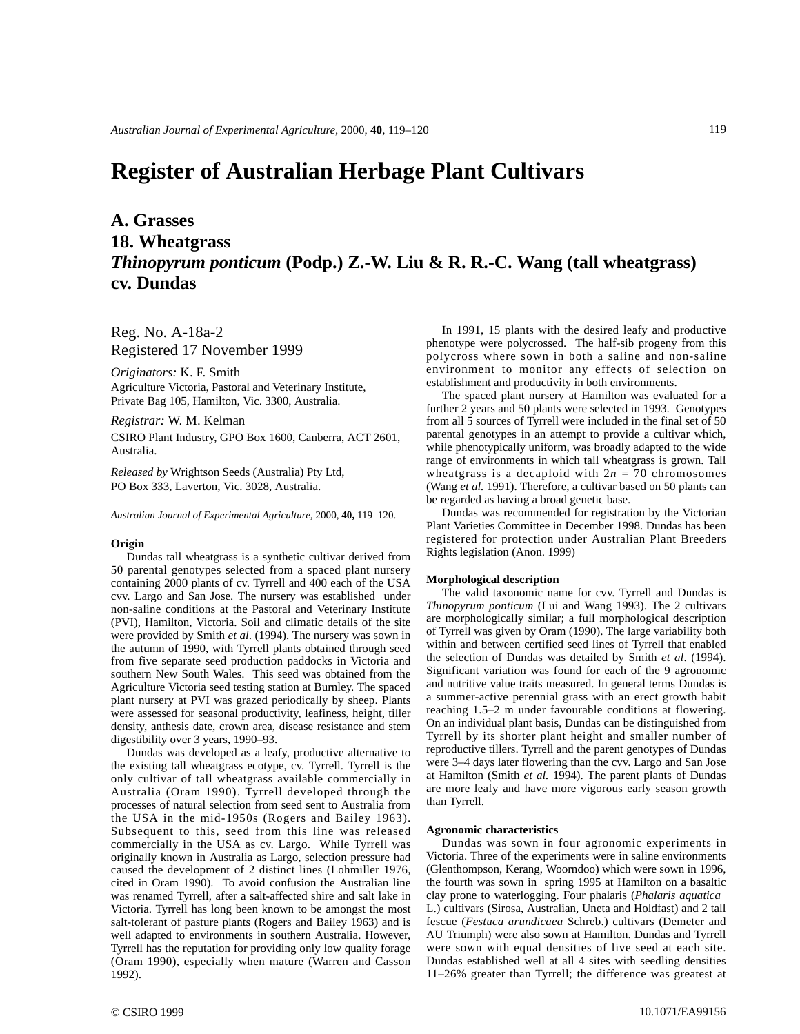# Register of Australian Herbage Plant Cultivars

## A. Grasses
## 18. Wheatgrass
## *Thinopyrum ponticum* (Podp.) Z.-W. Liu & R. R.-C. Wang (tall wheatgrass) cv. Dundas

Reg. No. A-18a-2
Registered 17 November 1999

*Originators:* K. F. Smith
Agriculture Victoria, Pastoral and Veterinary Institute, Private Bag 105, Hamilton, Vic. 3300, Australia.

*Registrar:* W. M. Kelman
CSIRO Plant Industry, GPO Box 1600, Canberra, ACT 2601, Australia.

*Released by* Wrightson Seeds (Australia) Pty Ltd, PO Box 333, Laverton, Vic. 3028, Australia.

*Australian Journal of Experimental Agriculture,* 2000, **40,** 119–120.

#### Origin

Dundas tall wheatgrass is a synthetic cultivar derived from 50 parental genotypes selected from a spaced plant nursery containing 2000 plants of cv. Tyrrell and 400 each of the USA cvv. Largo and San Jose. The nursery was established under non-saline conditions at the Pastoral and Veterinary Institute (PVI), Hamilton, Victoria. Soil and climatic details of the site were provided by Smith *et al*. (1994). The nursery was sown in the autumn of 1990, with Tyrrell plants obtained through seed from five separate seed production paddocks in Victoria and southern New South Wales. This seed was obtained from the Agriculture Victoria seed testing station at Burnley. The spaced plant nursery at PVI was grazed periodically by sheep. Plants were assessed for seasonal productivity, leafiness, height, tiller density, anthesis date, crown area, disease resistance and stem digestibility over 3 years, 1990–93.

Dundas was developed as a leafy, productive alternative to the existing tall wheatgrass ecotype, cv. Tyrrell. Tyrrell is the only cultivar of tall wheatgrass available commercially in Australia (Oram 1990). Tyrrell developed through the processes of natural selection from seed sent to Australia from the USA in the mid-1950s (Rogers and Bailey 1963). Subsequent to this, seed from this line was released commercially in the USA as cv. Largo. While Tyrrell was originally known in Australia as Largo, selection pressure had caused the development of 2 distinct lines (Lohmiller 1976, cited in Oram 1990). To avoid confusion the Australian line was renamed Tyrrell, after a salt-affected shire and salt lake in Victoria. Tyrrell has long been known to be amongst the most salt-tolerant of pasture plants (Rogers and Bailey 1963) and is well adapted to environments in southern Australia. However, Tyrrell has the reputation for providing only low quality forage (Oram 1990), especially when mature (Warren and Casson 1992).

In 1991, 15 plants with the desired leafy and productive phenotype were polycrossed. The half-sib progeny from this polycross where sown in both a saline and non-saline environment to monitor any effects of selection on establishment and productivity in both environments.

The spaced plant nursery at Hamilton was evaluated for a further 2 years and 50 plants were selected in 1993. Genotypes from all 5 sources of Tyrrell were included in the final set of 50 parental genotypes in an attempt to provide a cultivar which, while phenotypically uniform, was broadly adapted to the wide range of environments in which tall wheatgrass is grown. Tall wheatgrass is a decaploid with $2n$ = 70 chromosomes (Wang *et al.* 1991). Therefore, a cultivar based on 50 plants can be regarded as having a broad genetic base.

Dundas was recommended for registration by the Victorian Plant Varieties Committee in December 1998. Dundas has been registered for protection under Australian Plant Breeders Rights legislation (Anon. 1999)

#### Morphological description

The valid taxonomic name for cvv. Tyrrell and Dundas is *Thinopyrum ponticum* (Lui and Wang 1993). The 2 cultivars are morphologically similar; a full morphological description of Tyrrell was given by Oram (1990). The large variability both within and between certified seed lines of Tyrrell that enabled the selection of Dundas was detailed by Smith *et al*. (1994). Significant variation was found for each of the 9 agronomic and nutritive value traits measured. In general terms Dundas is a summer-active perennial grass with an erect growth habit reaching 1.5–2 m under favourable conditions at flowering. On an individual plant basis, Dundas can be distinguished from Tyrrell by its shorter plant height and smaller number of reproductive tillers. Tyrrell and the parent genotypes of Dundas were 3–4 days later flowering than the cvv. Largo and San Jose at Hamilton (Smith *et al.* 1994). The parent plants of Dundas are more leafy and have more vigorous early season growth than Tyrrell.

#### Agronomic characteristics

Dundas was sown in four agronomic experiments in Victoria. Three of the experiments were in saline environments (Glenthompson, Kerang, Woorndoo) which were sown in 1996, the fourth was sown in spring 1995 at Hamilton on a basaltic clay prone to waterlogging. Four phalaris (*Phalaris aquatica* L.) cultivars (Sirosa, Australian, Uneta and Holdfast) and 2 tall fescue (*Festuca arundicaea* Schreb.) cultivars (Demeter and AU Triumph) were also sown at Hamilton. Dundas and Tyrrell were sown with equal densities of live seed at each site. Dundas established well at all 4 sites with seedling densities 11–26% greater than Tyrrell; the difference was greatest at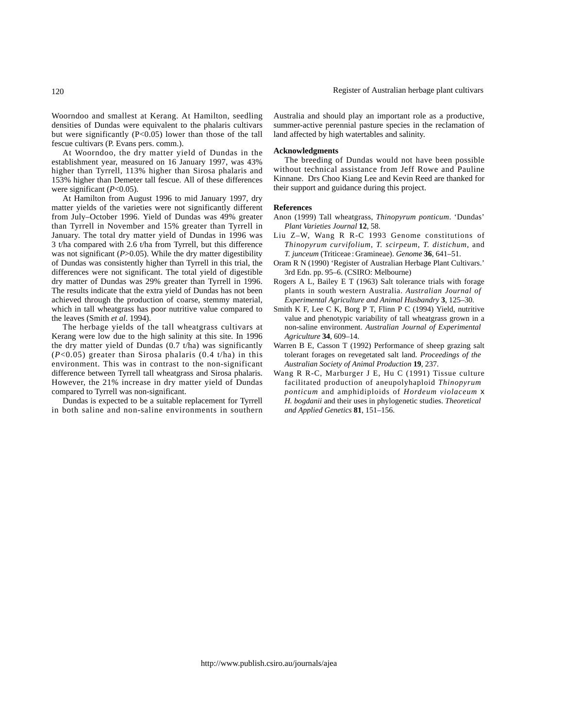Woorndoo and smallest at Kerang. At Hamilton, seedling densities of Dundas were equivalent to the phalaris cultivars but were significantly ($P<0.05$) lower than those of the tall fescue cultivars (P. Evans pers. comm.).

At Woorndoo, the dry matter yield of Dundas in the establishment year, measured on 16 January 1997, was 43% higher than Tyrrell, 113% higher than Sirosa phalaris and 153% higher than Demeter tall fescue. All of these differences were significant ($P<0.05$).

At Hamilton from August 1996 to mid January 1997, dry matter yields of the varieties were not significantly different from July–October 1996. Yield of Dundas was 49% greater than Tyrrell in November and 15% greater than Tyrrell in January. The total dry matter yield of Dundas in 1996 was 3 t/ha compared with 2.6 t/ha from Tyrrell, but this difference was not significant ($P>0.05$). While the dry matter digestibility of Dundas was consistently higher than Tyrrell in this trial, the differences were not significant. The total yield of digestible dry matter of Dundas was 29% greater than Tyrrell in 1996. The results indicate that the extra yield of Dundas has not been achieved through the production of coarse, stemmy material, which in tall wheatgrass has poor nutritive value compared to the leaves (Smith *et al*. 1994).

The herbage yields of the tall wheatgrass cultivars at Kerang were low due to the high salinity at this site. In 1996 the dry matter yield of Dundas (0.7 t/ha) was significantly ($P<0.05$) greater than Sirosa phalaris (0.4 t/ha) in this environment. This was in contrast to the non-significant difference between Tyrrell tall wheatgrass and Sirosa phalaris. However, the 21% increase in dry matter yield of Dundas compared to Tyrrell was non-significant.

Dundas is expected to be a suitable replacement for Tyrrell in both saline and non-saline environments in southern Australia and should play an important role as a productive, summer-active perennial pasture species in the reclamation of land affected by high watertables and salinity.

### Acknowledgments

The breeding of Dundas would not have been possible without technical assistance from Jeff Rowe and Pauline Kinnane. Drs Choo Kiang Lee and Kevin Reed are thanked for their support and guidance during this project.

### References

Anon (1999) Tall wheatgrass, *Thinopyrum ponticum*. 'Dundas' *Plant Varieties Journal* **12**, 58.

Liu Z–W, Wang R R-C 1993 Genome constitutions of *Thinopyrum curvifolium*, *T. scirpeum*, *T. distichum*, and *T. junceum* (Triticeae : Gramineae). *Genome* **36**, 641–51.

Oram R N (1990) 'Register of Australian Herbage Plant Cultivars.' 3rd Edn. pp. 95–6. (CSIRO: Melbourne)

Rogers A L, Bailey E T (1963) Salt tolerance trials with forage plants in south western Australia. *Australian Journal of Experimental Agriculture and Animal Husbandry* **3**, 125–30.

Smith K F, Lee C K, Borg P T, Flinn P C (1994) Yield, nutritive value and phenotypic variability of tall wheatgrass grown in a non-saline environment. *Australian Journal of Experimental Agriculture* **34**, 609–14.

Warren B E, Casson T (1992) Performance of sheep grazing salt tolerant forages on revegetated salt land. *Proceedings of the Australian Society of Animal Production* **19**, 237.

Wang R R-C, Marburger J E, Hu C (1991) Tissue culture facilitated production of aneupolyhaploid *Thinopyrum ponticum* and amphidiploids of *Hordeum violaceum* x *H. bogdanii* and their uses in phylogenetic studies. *Theoretical and Applied Genetics* **81**, 151–156.